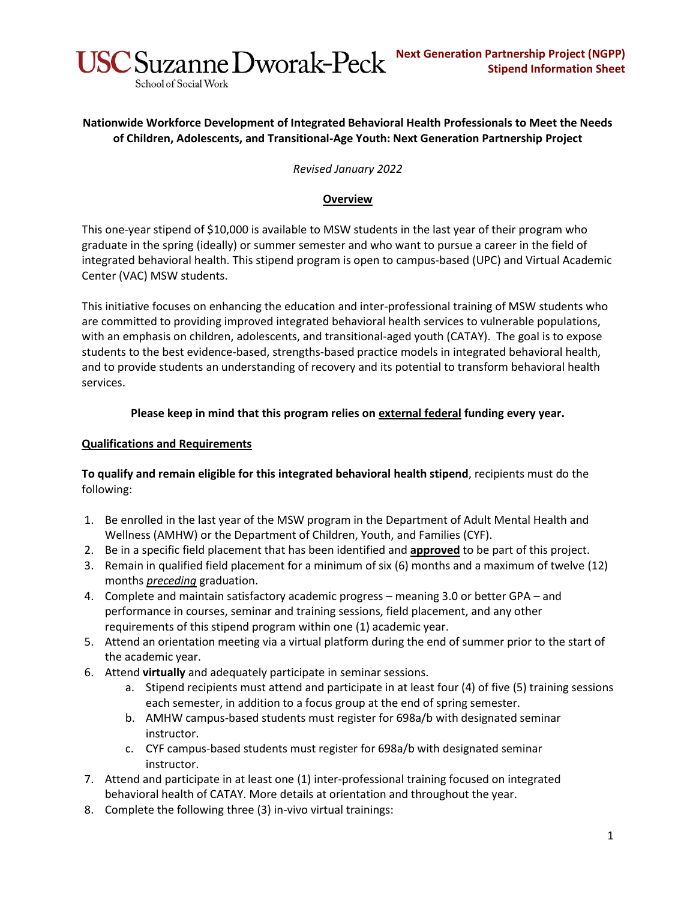USC Suzanne Dworak-Peck School of Social Work

**Next Generation Partnership Project (NGPP)**
**Stipend Information Sheet**

**Nationwide Workforce Development of Integrated Behavioral Health Professionals to Meet the Needs of Children, Adolescents, and Transitional-Age Youth: Next Generation Partnership Project**

*Revised January 2022*

## Overview

This one-year stipend of $10,000 is available to MSW students in the last year of their program who graduate in the spring (ideally) or summer semester and who want to pursue a career in the field of integrated behavioral health. This stipend program is open to campus-based (UPC) and Virtual Academic Center (VAC) MSW students.

This initiative focuses on enhancing the education and inter-professional training of MSW students who are committed to providing improved integrated behavioral health services to vulnerable populations, with an emphasis on children, adolescents, and transitional-aged youth (CATAY). The goal is to expose students to the best evidence-based, strengths-based practice models in integrated behavioral health, and to provide students an understanding of recovery and its potential to transform behavioral health services.

**Please keep in mind that this program relies on external federal funding every year.**

## Qualifications and Requirements

**To qualify and remain eligible for this integrated behavioral health stipend**, recipients must do the following:

1. Be enrolled in the last year of the MSW program in the Department of Adult Mental Health and Wellness (AMHW) or the Department of Children, Youth, and Families (CYF).
2. Be in a specific field placement that has been identified and **approved** to be part of this project.
3. Remain in qualified field placement for a minimum of six (6) months and a maximum of twelve (12) months *preceding* graduation.
4. Complete and maintain satisfactory academic progress – meaning 3.0 or better GPA – and performance in courses, seminar and training sessions, field placement, and any other requirements of this stipend program within one (1) academic year.
5. Attend an orientation meeting via a virtual platform during the end of summer prior to the start of the academic year.
6. Attend **virtually** and adequately participate in seminar sessions.
   a. Stipend recipients must attend and participate in at least four (4) of five (5) training sessions each semester, in addition to a focus group at the end of spring semester.
   b. AMHW campus-based students must register for 698a/b with designated seminar instructor.
   c. CYF campus-based students must register for 698a/b with designated seminar instructor.
7. Attend and participate in at least one (1) inter-professional training focused on integrated behavioral health of CATAY. More details at orientation and throughout the year.
8. Complete the following three (3) in-vivo virtual trainings: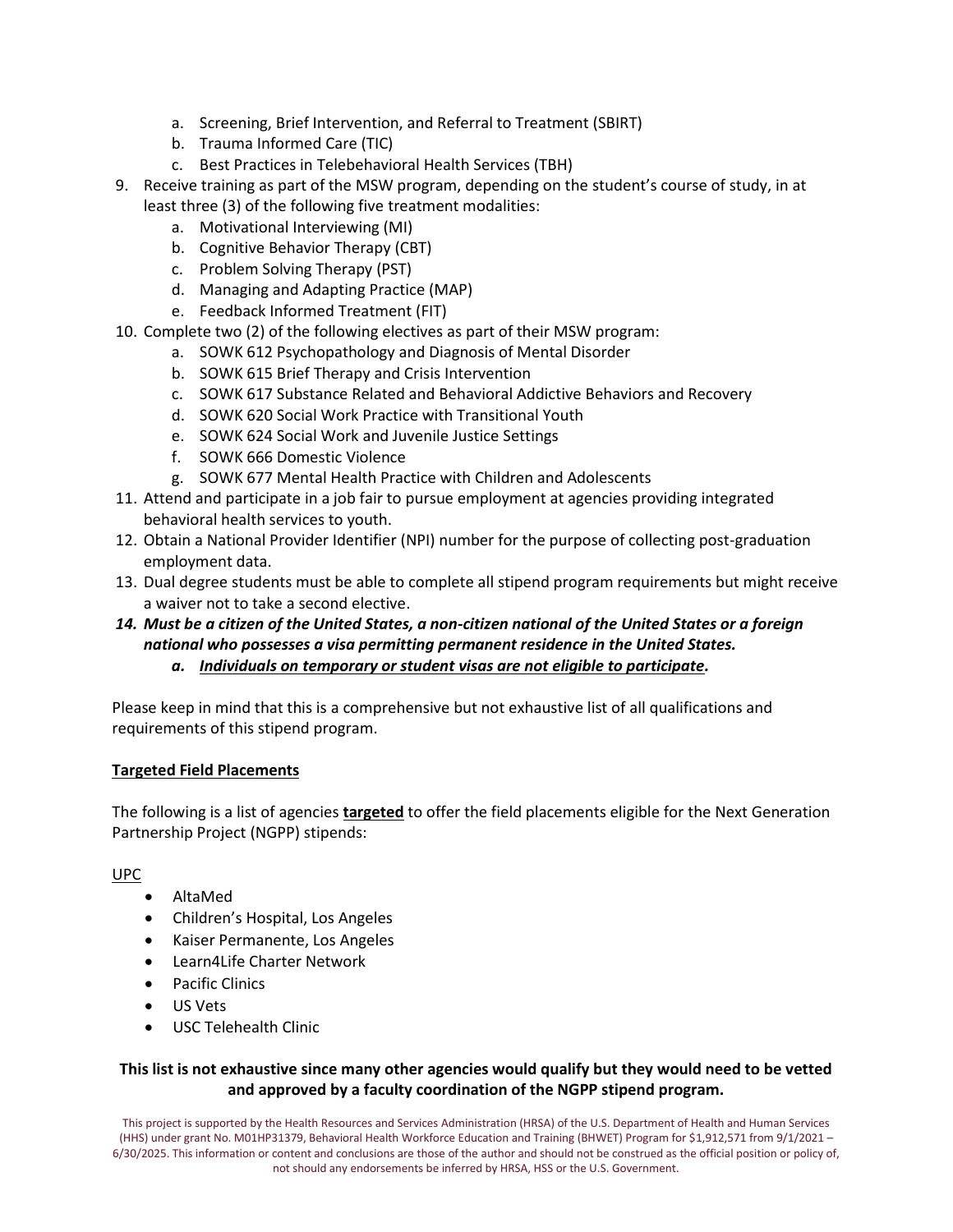a. Screening, Brief Intervention, and Referral to Treatment (SBIRT)
   b. Trauma Informed Care (TIC)
   c. Best Practices in Telebehavioral Health Services (TBH)

9. Receive training as part of the MSW program, depending on the student's course of study, in at least three (3) of the following five treatment modalities:
   a. Motivational Interviewing (MI)
   b. Cognitive Behavior Therapy (CBT)
   c. Problem Solving Therapy (PST)
   d. Managing and Adapting Practice (MAP)
   e. Feedback Informed Treatment (FIT)
10. Complete two (2) of the following electives as part of their MSW program:
    a. SOWK 612 Psychopathology and Diagnosis of Mental Disorder
    b. SOWK 615 Brief Therapy and Crisis Intervention
    c. SOWK 617 Substance Related and Behavioral Addictive Behaviors and Recovery
    d. SOWK 620 Social Work Practice with Transitional Youth
    e. SOWK 624 Social Work and Juvenile Justice Settings
    f. SOWK 666 Domestic Violence
    g. SOWK 677 Mental Health Practice with Children and Adolescents
11. Attend and participate in a job fair to pursue employment at agencies providing integrated behavioral health services to youth.
12. Obtain a National Provider Identifier (NPI) number for the purpose of collecting post-graduation employment data.
13. Dual degree students must be able to complete all stipend program requirements but might receive a waiver not to take a second elective.
14. ***Must be a citizen of the United States, a non-citizen national of the United States or a foreign national who possesses a visa permitting permanent residence in the United States.***
    a. ***<u>Individuals on temporary or student visas are not eligible to participate</u>.***

Please keep in mind that this is a comprehensive but not exhaustive list of all qualifications and requirements of this stipend program.

**<u>Targeted Field Placements</u>**

The following is a list of agencies **<u>targeted</u>** to offer the field placements eligible for the Next Generation Partnership Project (NGPP) stipends:

<u>UPC</u>

- AltaMed
- Children's Hospital, Los Angeles
- Kaiser Permanente, Los Angeles
- Learn4Life Charter Network
- Pacific Clinics
- US Vets
- USC Telehealth Clinic

**This list is not exhaustive since many other agencies would qualify but they would need to be vetted and approved by a faculty coordination of the NGPP stipend program.**

This project is supported by the Health Resources and Services Administration (HRSA) of the U.S. Department of Health and Human Services (HHS) under grant No. M01HP31379, Behavioral Health Workforce Education and Training (BHWET) Program for $1,912,571 from 9/1/2021 – 6/30/2025. This information or content and conclusions are those of the author and should not be construed as the official position or policy of, not should any endorsements be inferred by HRSA, HSS or the U.S. Government.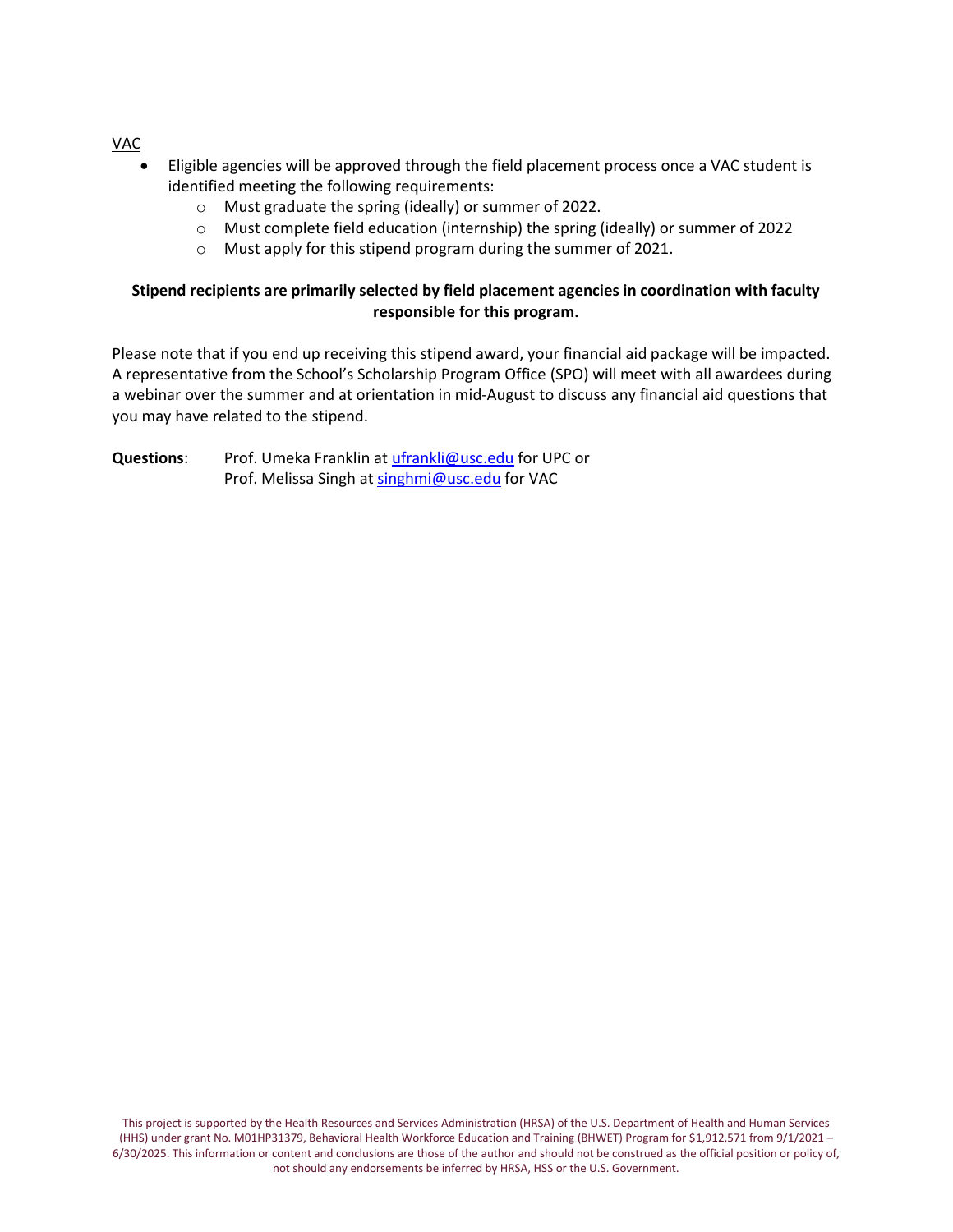<u>VAC</u>

- Eligible agencies will be approved through the field placement process once a VAC student is identified meeting the following requirements:
  - Must graduate the spring (ideally) or summer of 2022.
  - Must complete field education (internship) the spring (ideally) or summer of 2022
  - Must apply for this stipend program during the summer of 2021.

**Stipend recipients are primarily selected by field placement agencies in coordination with faculty responsible for this program.**

Please note that if you end up receiving this stipend award, your financial aid package will be impacted. A representative from the School's Scholarship Program Office (SPO) will meet with all awardees during a webinar over the summer and at orientation in mid-August to discuss any financial aid questions that you may have related to the stipend.

**Questions**: Prof. Umeka Franklin at ufrankli@usc.edu for UPC or
Prof. Melissa Singh at singhmi@usc.edu for VAC

This project is supported by the Health Resources and Services Administration (HRSA) of the U.S. Department of Health and Human Services (HHS) under grant No. M01HP31379, Behavioral Health Workforce Education and Training (BHWET) Program for $1,912,571 from 9/1/2021 – 6/30/2025. This information or content and conclusions are those of the author and should not be construed as the official position or policy of, not should any endorsements be inferred by HRSA, HSS or the U.S. Government.